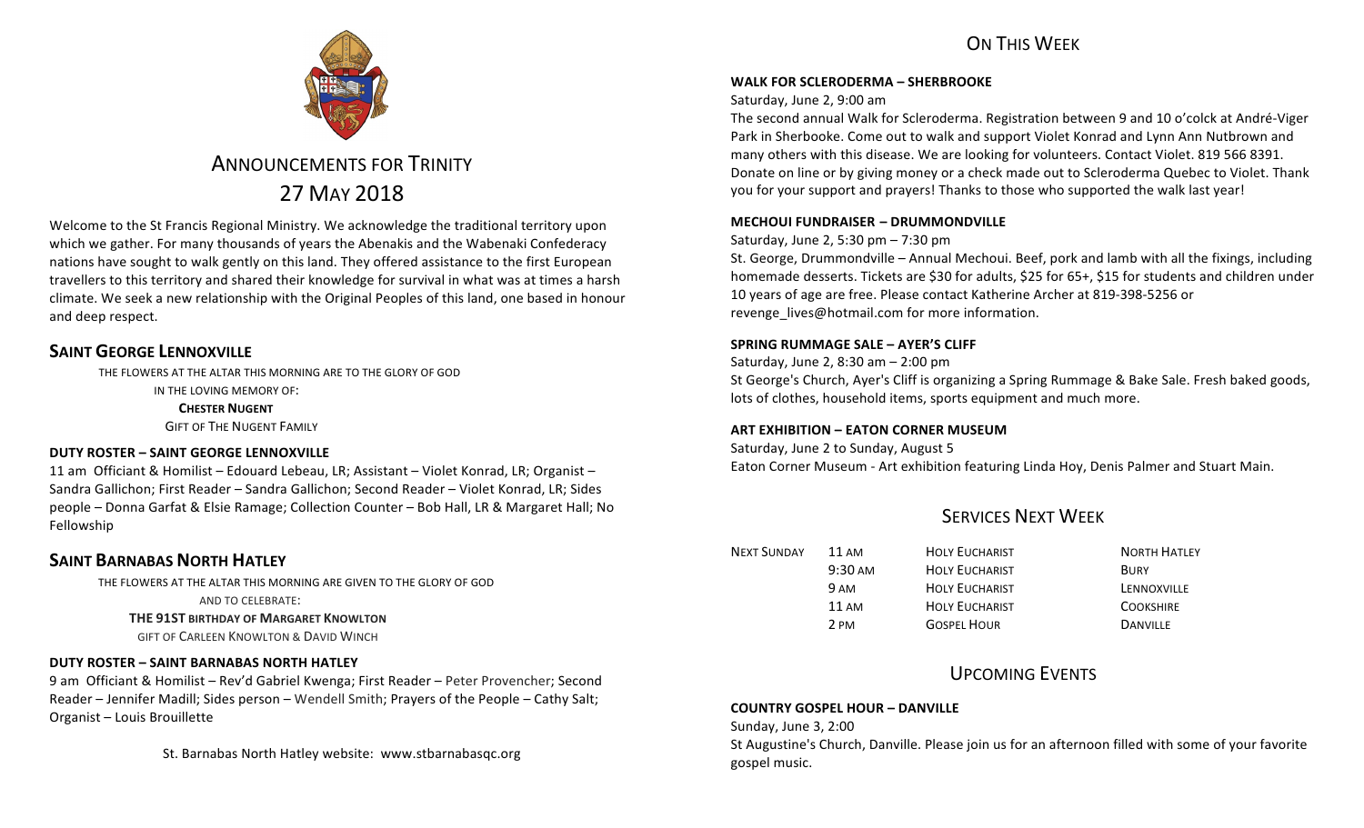# Announcements for Trinity

# 27 May 2018

Welcome to the St Francis Regional Ministry. We acknowledge the traditional territory upon which we gather. For many thousands of years the Abenakis and the Wabenaki Confederacy nations have sought to walk gently on this land. They offered assistance to the first European travellers to this territory and shared their knowledge for survival in what was at times a harsh climate. We seek a new relationship with the Original Peoples of this land, one based in honour and deep respect.

## Saint George Lennoxville

THE FLOWERS AT THE ALTAR THIS MORNING ARE TO THE GLORY OF GOD
IN THE LOVING MEMORY OF:
**CHESTER NUGENT**
GIFT OF THE NUGENT FAMILY

### DUTY ROSTER – SAINT GEORGE LENNOXVILLE

11 am Officiant & Homilist – Edouard Lebeau, LR; Assistant – Violet Konrad, LR; Organist – Sandra Gallichon; First Reader – Sandra Gallichon; Second Reader – Violet Konrad, LR; Sides people – Donna Garfat & Elsie Ramage; Collection Counter – Bob Hall, LR & Margaret Hall; No Fellowship

## Saint Barnabas North Hatley

THE FLOWERS AT THE ALTAR THIS MORNING ARE GIVEN TO THE GLORY OF GOD
AND TO CELEBRATE:
**THE 91ST BIRTHDAY OF MARGARET KNOWLTON**
GIFT OF CARLEEN KNOWLTON & DAVID WINCH

### DUTY ROSTER – SAINT BARNABAS NORTH HATLEY

9 am Officiant & Homilist – Rev'd Gabriel Kwenga; First Reader – Peter Provencher; Second Reader – Jennifer Madill; Sides person – Wendell Smith; Prayers of the People – Cathy Salt; Organist – Louis Brouillette

St. Barnabas North Hatley website: www.stbarnabasqc.org

## On This Week

### WALK FOR SCLERODERMA – SHERBROOKE

Saturday, June 2, 9:00 am

The second annual Walk for Scleroderma. Registration between 9 and 10 o'colck at André-Viger Park in Sherbooke. Come out to walk and support Violet Konrad and Lynn Ann Nutbrown and many others with this disease. We are looking for volunteers. Contact Violet. 819 566 8391. Donate on line or by giving money or a check made out to Scleroderma Quebec to Violet. Thank you for your support and prayers! Thanks to those who supported the walk last year!

### MECHOUI FUNDRAISER – DRUMMONDVILLE

Saturday, June 2, 5:30 pm – 7:30 pm

St. George, Drummondville – Annual Mechoui. Beef, pork and lamb with all the fixings, including homemade desserts. Tickets are $30 for adults, $25 for 65+, $15 for students and children under 10 years of age are free. Please contact Katherine Archer at 819-398-5256 or revenge_lives@hotmail.com for more information.

### SPRING RUMMAGE SALE – AYER'S CLIFF

Saturday, June 2, 8:30 am – 2:00 pm

St George's Church, Ayer's Cliff is organizing a Spring Rummage & Bake Sale. Fresh baked goods, lots of clothes, household items, sports equipment and much more.

### ART EXHIBITION – EATON CORNER MUSEUM

Saturday, June 2 to Sunday, August 5

Eaton Corner Museum - Art exhibition featuring Linda Hoy, Denis Palmer and Stuart Main.

## Services Next Week

| | | | |
|---|---|---|---|
| NEXT SUNDAY | 11 AM | HOLY EUCHARIST | NORTH HATLEY |
| | 9:30 AM | HOLY EUCHARIST | BURY |
| | 9 AM | HOLY EUCHARIST | LENNOXVILLE |
| | 11 AM | HOLY EUCHARIST | COOKSHIRE |
| | 2 PM | GOSPEL HOUR | DANVILLE |

## Upcoming Events

### COUNTRY GOSPEL HOUR – DANVILLE

Sunday, June 3, 2:00

St Augustine's Church, Danville. Please join us for an afternoon filled with some of your favorite gospel music.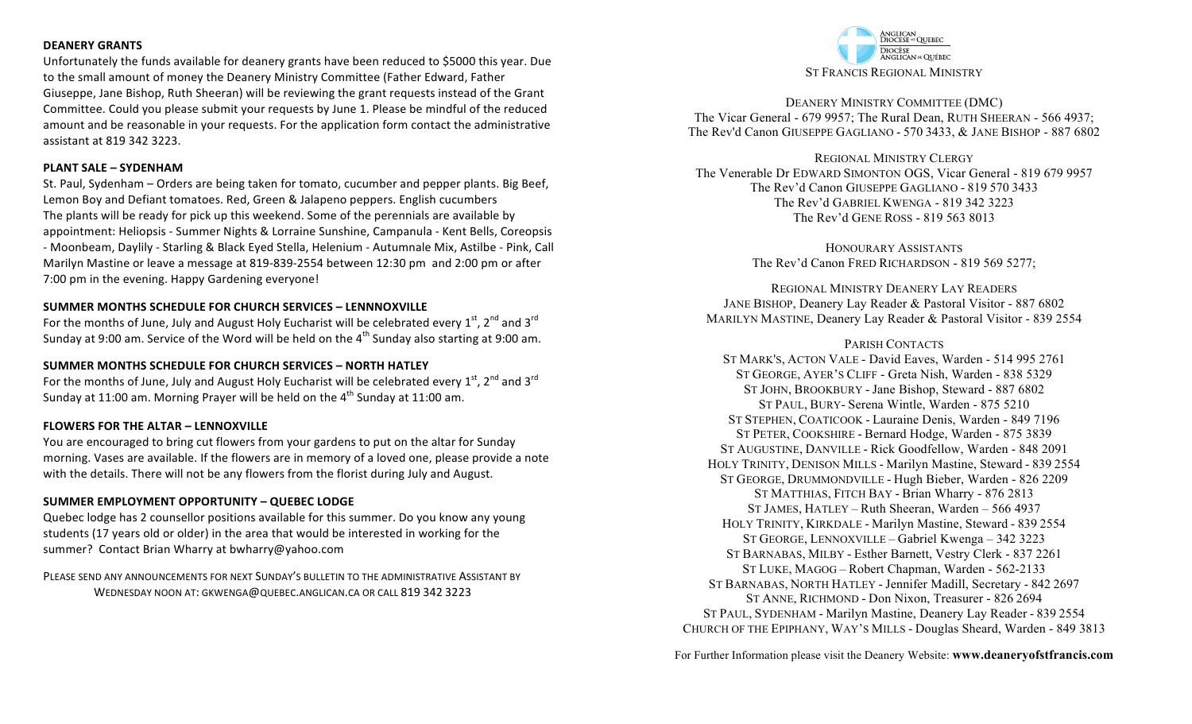## DEANERY GRANTS

Unfortunately the funds available for deanery grants have been reduced to $5000 this year. Due to the small amount of money the Deanery Ministry Committee (Father Edward, Father Giuseppe, Jane Bishop, Ruth Sheeran) will be reviewing the grant requests instead of the Grant Committee. Could you please submit your requests by June 1. Please be mindful of the reduced amount and be reasonable in your requests. For the application form contact the administrative assistant at 819 342 3223.

## PLANT SALE – SYDENHAM

St. Paul, Sydenham – Orders are being taken for tomato, cucumber and pepper plants. Big Beef, Lemon Boy and Defiant tomatoes. Red, Green & Jalapeno peppers. English cucumbers
The plants will be ready for pick up this weekend. Some of the perennials are available by appointment: Heliopsis - Summer Nights & Lorraine Sunshine, Campanula - Kent Bells, Coreopsis - Moonbeam, Daylily - Starling & Black Eyed Stella, Helenium - Autumnale Mix, Astilbe - Pink, Call Marilyn Mastine or leave a message at 819-839-2554 between 12:30 pm and 2:00 pm or after 7:00 pm in the evening. Happy Gardening everyone!

## SUMMER MONTHS SCHEDULE FOR CHURCH SERVICES – LENNNOXVILLE

For the months of June, July and August Holy Eucharist will be celebrated every 1st, 2nd and 3rd Sunday at 9:00 am. Service of the Word will be held on the 4th Sunday also starting at 9:00 am.

## SUMMER MONTHS SCHEDULE FOR CHURCH SERVICES – NORTH HATLEY

For the months of June, July and August Holy Eucharist will be celebrated every 1st, 2nd and 3rd Sunday at 11:00 am. Morning Prayer will be held on the 4th Sunday at 11:00 am.

## FLOWERS FOR THE ALTAR – LENNOXVILLE

You are encouraged to bring cut flowers from your gardens to put on the altar for Sunday morning. Vases are available. If the flowers are in memory of a loved one, please provide a note with the details. There will not be any flowers from the florist during July and August.

## SUMMER EMPLOYMENT OPPORTUNITY – QUEBEC LODGE

Quebec lodge has 2 counsellor positions available for this summer. Do you know any young students (17 years old or older) in the area that would be interested in working for the summer? Contact Brian Wharry at bwharry@yahoo.com

PLEASE SEND ANY ANNOUNCEMENTS FOR NEXT SUNDAY'S BULLETIN TO THE ADMINISTRATIVE ASSISTANT BY WEDNESDAY NOON AT: GKWENGA@QUEBEC.ANGLICAN.CA OR CALL 819 342 3223

ANGLICAN DIOCESE OF QUEBEC
DIOCÈSE ANGLICAN DE QUÉBEC

ST FRANCIS REGIONAL MINISTRY

### DEANERY MINISTRY COMMITTEE (DMC)

The Vicar General - 679 9957; The Rural Dean, RUTH SHEERAN - 566 4937;
The Rev'd Canon GIUSEPPE GAGLIANO - 570 3433, & JANE BISHOP - 887 6802

### REGIONAL MINISTRY CLERGY

The Venerable Dr EDWARD SIMONTON OGS, Vicar General - 819 679 9957
The Rev'd Canon GIUSEPPE GAGLIANO - 819 570 3433
The Rev'd GABRIEL KWENGA - 819 342 3223
The Rev'd GENE ROSS - 819 563 8013

### HONOURARY ASSISTANTS

The Rev'd Canon FRED RICHARDSON - 819 569 5277;

### REGIONAL MINISTRY DEANERY LAY READERS

JANE BISHOP, Deanery Lay Reader & Pastoral Visitor - 887 6802
MARILYN MASTINE, Deanery Lay Reader & Pastoral Visitor - 839 2554

### PARISH CONTACTS

ST MARK'S, ACTON VALE - David Eaves, Warden - 514 995 2761
ST GEORGE, AYER'S CLIFF - Greta Nish, Warden - 838 5329
ST JOHN, BROOKBURY - Jane Bishop, Steward - 887 6802
ST PAUL, BURY- Serena Wintle, Warden - 875 5210
ST STEPHEN, COATICOOK - Lauraine Denis, Warden - 849 7196
ST PETER, COOKSHIRE - Bernard Hodge, Warden - 875 3839
ST AUGUSTINE, DANVILLE - Rick Goodfellow, Warden - 848 2091
HOLY TRINITY, DENISON MILLS - Marilyn Mastine, Steward - 839 2554
ST GEORGE, DRUMMONDVILLE - Hugh Bieber, Warden - 826 2209
ST MATTHIAS, FITCH BAY - Brian Wharry - 876 2813
ST JAMES, HATLEY – Ruth Sheeran, Warden – 566 4937
HOLY TRINITY, KIRKDALE - Marilyn Mastine, Steward - 839 2554
ST GEORGE, LENNOXVILLE – Gabriel Kwenga – 342 3223
ST BARNABAS, MILBY - Esther Barnett, Vestry Clerk - 837 2261
ST LUKE, MAGOG – Robert Chapman, Warden - 562-2133
ST BARNABAS, NORTH HATLEY - Jennifer Madill, Secretary - 842 2697
ST ANNE, RICHMOND - Don Nixon, Treasurer - 826 2694
ST PAUL, SYDENHAM - Marilyn Mastine, Deanery Lay Reader - 839 2554
CHURCH OF THE EPIPHANY, WAY'S MILLS - Douglas Sheard, Warden - 849 3813

For Further Information please visit the Deanery Website: **www.deaneryofstfrancis.com**